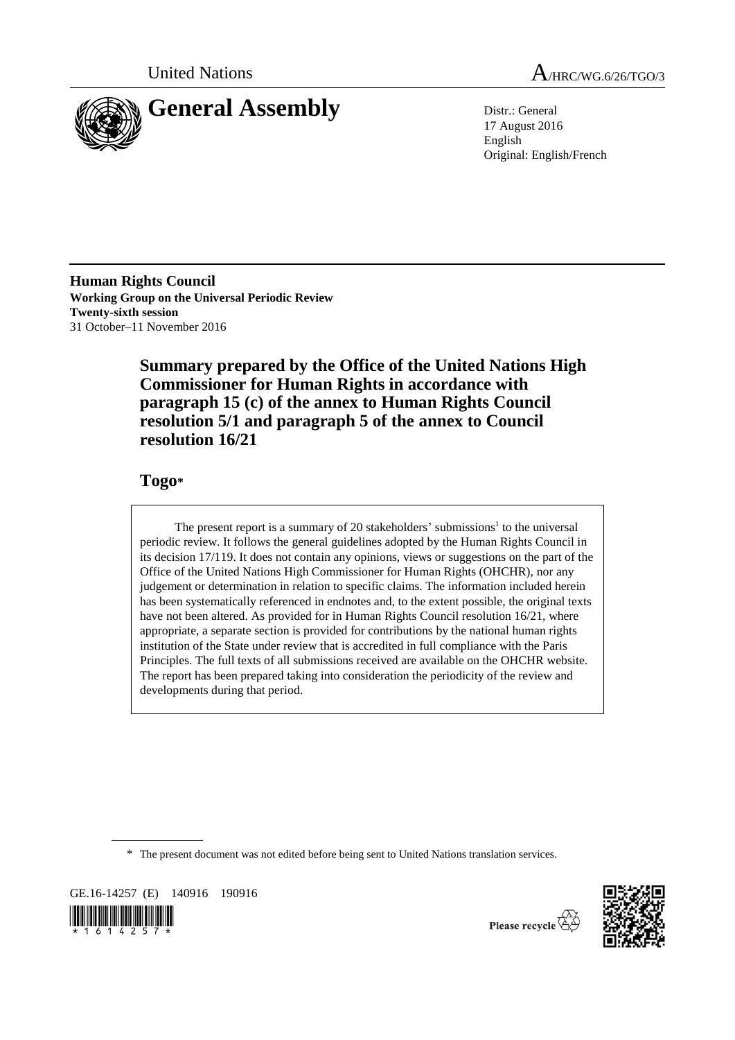United Nations

A/HRC/WG.6/26/TGO/3

# General Assembly

Distr.: General
17 August 2016
English
Original: English/French

**Human Rights Council**
**Working Group on the Universal Periodic Review**
**Twenty-sixth session**
31 October–11 November 2016

## Summary prepared by the Office of the United Nations High Commissioner for Human Rights in accordance with paragraph 15 (c) of the annex to Human Rights Council resolution 5/1 and paragraph 5 of the annex to Council resolution 16/21

## Togo*

The present report is a summary of 20 stakeholders' submissions[1] to the universal periodic review. It follows the general guidelines adopted by the Human Rights Council in its decision 17/119. It does not contain any opinions, views or suggestions on the part of the Office of the United Nations High Commissioner for Human Rights (OHCHR), nor any judgement or determination in relation to specific claims. The information included herein has been systematically referenced in endnotes and, to the extent possible, the original texts have not been altered. As provided for in Human Rights Council resolution 16/21, where appropriate, a separate section is provided for contributions by the national human rights institution of the State under review that is accredited in full compliance with the Paris Principles. The full texts of all submissions received are available on the OHCHR website. The report has been prepared taking into consideration the periodicity of the review and developments during that period.

\* The present document was not edited before being sent to United Nations translation services.

GE.16-14257 (E) 140916 190916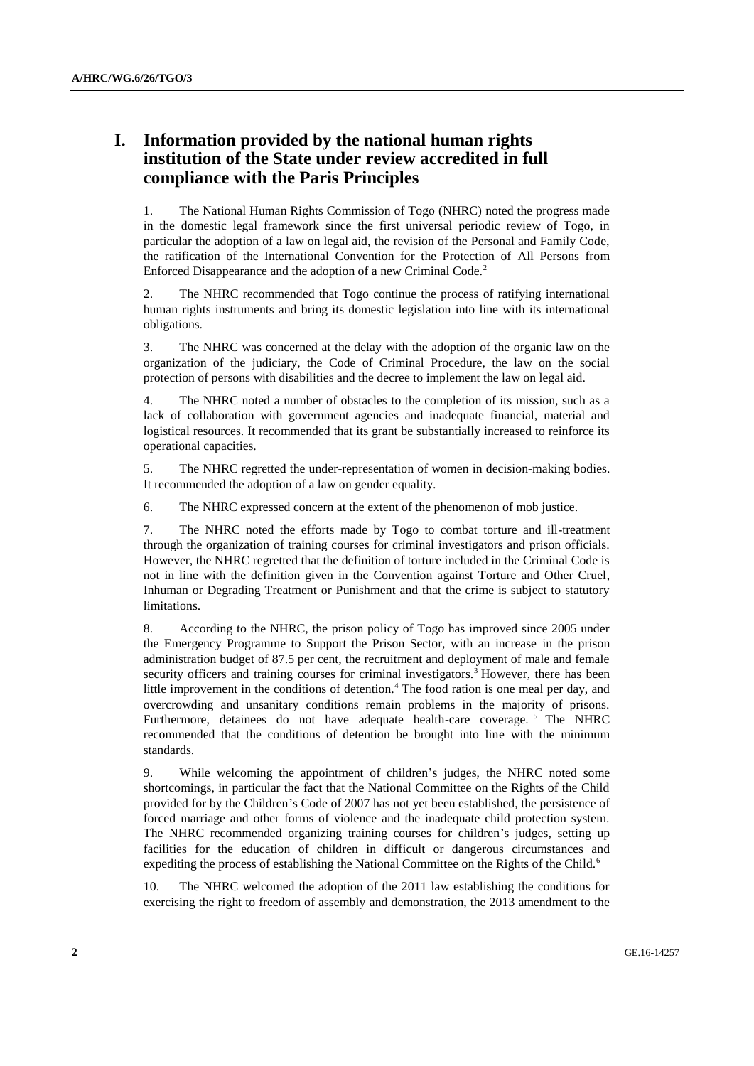# I. Information provided by the national human rights institution of the State under review accredited in full compliance with the Paris Principles

1. The National Human Rights Commission of Togo (NHRC) noted the progress made in the domestic legal framework since the first universal periodic review of Togo, in particular the adoption of a law on legal aid, the revision of the Personal and Family Code, the ratification of the International Convention for the Protection of All Persons from Enforced Disappearance and the adoption of a new Criminal Code.[2]

2. The NHRC recommended that Togo continue the process of ratifying international human rights instruments and bring its domestic legislation into line with its international obligations.

3. The NHRC was concerned at the delay with the adoption of the organic law on the organization of the judiciary, the Code of Criminal Procedure, the law on the social protection of persons with disabilities and the decree to implement the law on legal aid.

4. The NHRC noted a number of obstacles to the completion of its mission, such as a lack of collaboration with government agencies and inadequate financial, material and logistical resources. It recommended that its grant be substantially increased to reinforce its operational capacities.

5. The NHRC regretted the under-representation of women in decision-making bodies. It recommended the adoption of a law on gender equality.

6. The NHRC expressed concern at the extent of the phenomenon of mob justice.

7. The NHRC noted the efforts made by Togo to combat torture and ill-treatment through the organization of training courses for criminal investigators and prison officials. However, the NHRC regretted that the definition of torture included in the Criminal Code is not in line with the definition given in the Convention against Torture and Other Cruel, Inhuman or Degrading Treatment or Punishment and that the crime is subject to statutory limitations.

8. According to the NHRC, the prison policy of Togo has improved since 2005 under the Emergency Programme to Support the Prison Sector, with an increase in the prison administration budget of 87.5 per cent, the recruitment and deployment of male and female security officers and training courses for criminal investigators.[3] However, there has been little improvement in the conditions of detention.[4] The food ration is one meal per day, and overcrowding and unsanitary conditions remain problems in the majority of prisons. Furthermore, detainees do not have adequate health-care coverage.[5] The NHRC recommended that the conditions of detention be brought into line with the minimum standards.

9. While welcoming the appointment of children's judges, the NHRC noted some shortcomings, in particular the fact that the National Committee on the Rights of the Child provided for by the Children's Code of 2007 has not yet been established, the persistence of forced marriage and other forms of violence and the inadequate child protection system. The NHRC recommended organizing training courses for children's judges, setting up facilities for the education of children in difficult or dangerous circumstances and expediting the process of establishing the National Committee on the Rights of the Child.[6]

10. The NHRC welcomed the adoption of the 2011 law establishing the conditions for exercising the right to freedom of assembly and demonstration, the 2013 amendment to the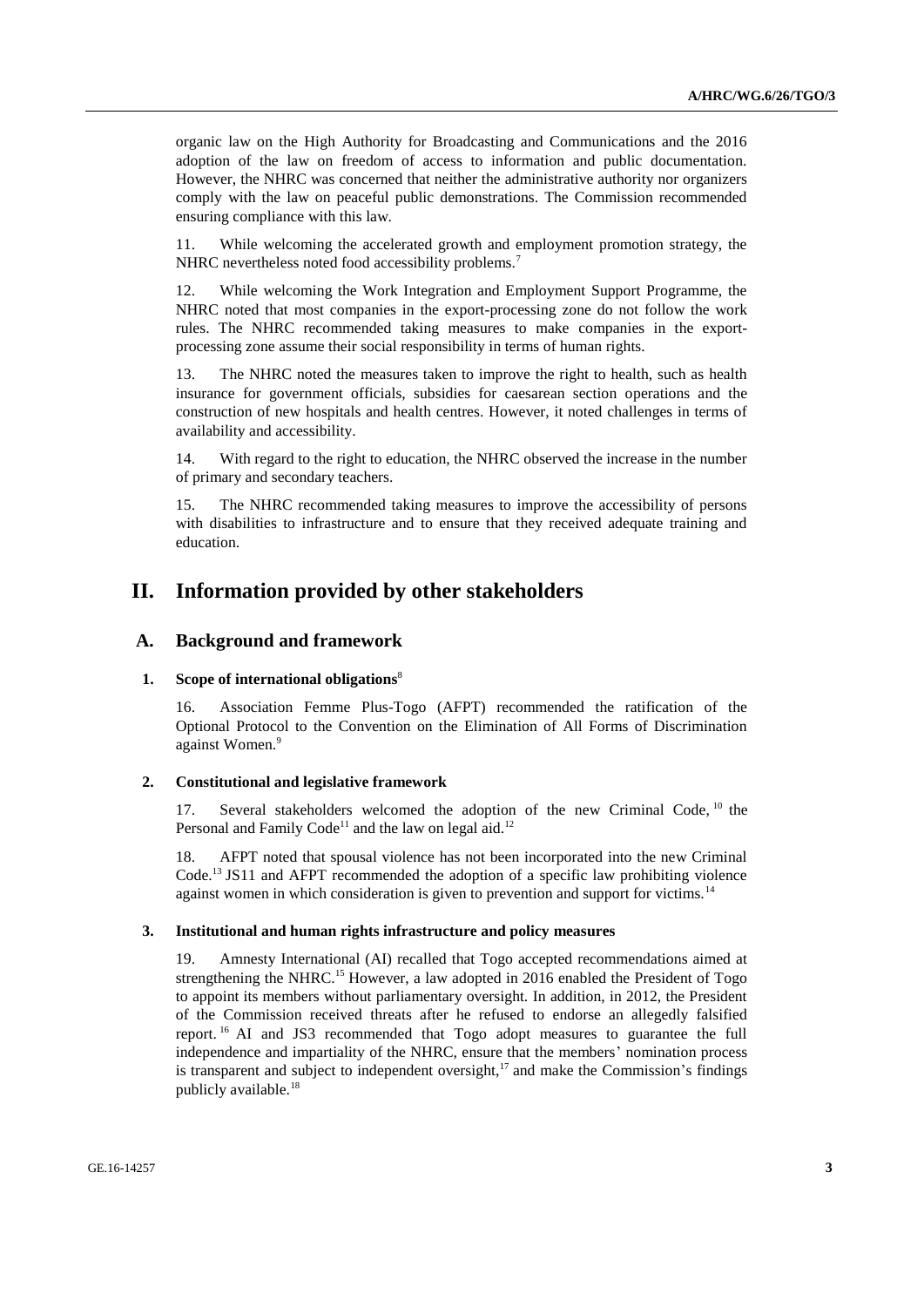organic law on the High Authority for Broadcasting and Communications and the 2016 adoption of the law on freedom of access to information and public documentation. However, the NHRC was concerned that neither the administrative authority nor organizers comply with the law on peaceful public demonstrations. The Commission recommended ensuring compliance with this law.

11. While welcoming the accelerated growth and employment promotion strategy, the NHRC nevertheless noted food accessibility problems.[7]

12. While welcoming the Work Integration and Employment Support Programme, the NHRC noted that most companies in the export-processing zone do not follow the work rules. The NHRC recommended taking measures to make companies in the export-processing zone assume their social responsibility in terms of human rights.

13. The NHRC noted the measures taken to improve the right to health, such as health insurance for government officials, subsidies for caesarean section operations and the construction of new hospitals and health centres. However, it noted challenges in terms of availability and accessibility.

14. With regard to the right to education, the NHRC observed the increase in the number of primary and secondary teachers.

15. The NHRC recommended taking measures to improve the accessibility of persons with disabilities to infrastructure and to ensure that they received adequate training and education.

# II. Information provided by other stakeholders

## A. Background and framework

### 1. Scope of international obligations[8]

16. Association Femme Plus-Togo (AFPT) recommended the ratification of the Optional Protocol to the Convention on the Elimination of All Forms of Discrimination against Women.[9]

### 2. Constitutional and legislative framework

17. Several stakeholders welcomed the adoption of the new Criminal Code,[10] the Personal and Family Code[11] and the law on legal aid.[12]

18. AFPT noted that spousal violence has not been incorporated into the new Criminal Code.[13] JS11 and AFPT recommended the adoption of a specific law prohibiting violence against women in which consideration is given to prevention and support for victims.[14]

### 3. Institutional and human rights infrastructure and policy measures

19. Amnesty International (AI) recalled that Togo accepted recommendations aimed at strengthening the NHRC.[15] However, a law adopted in 2016 enabled the President of Togo to appoint its members without parliamentary oversight. In addition, in 2012, the President of the Commission received threats after he refused to endorse an allegedly falsified report.[16] AI and JS3 recommended that Togo adopt measures to guarantee the full independence and impartiality of the NHRC, ensure that the members' nomination process is transparent and subject to independent oversight,[17] and make the Commission's findings publicly available.[18]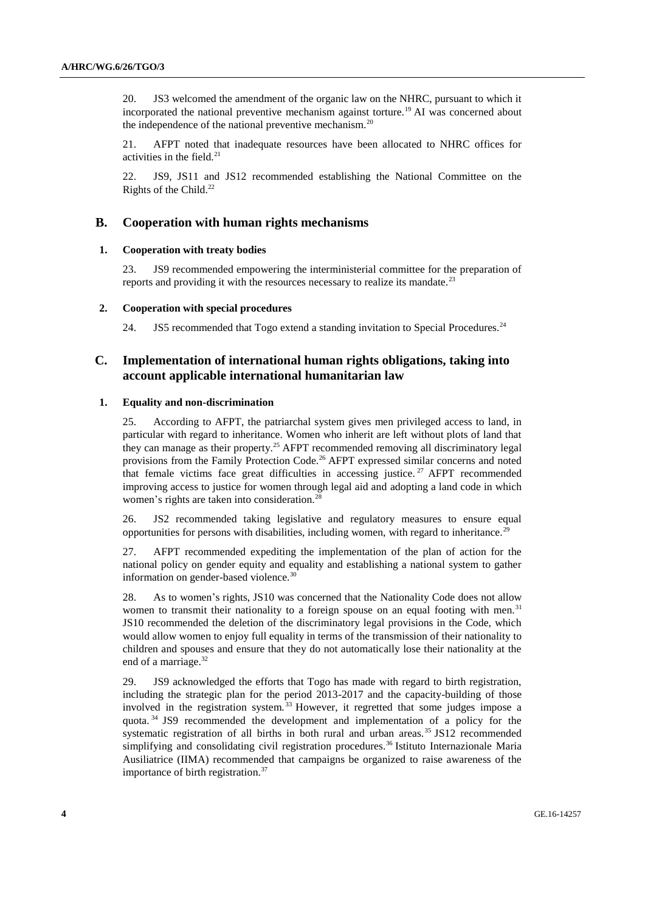20. JS3 welcomed the amendment of the organic law on the NHRC, pursuant to which it incorporated the national preventive mechanism against torture.[19] AI was concerned about the independence of the national preventive mechanism.[20]

21. AFPT noted that inadequate resources have been allocated to NHRC offices for activities in the field.[21]

22. JS9, JS11 and JS12 recommended establishing the National Committee on the Rights of the Child.[22]

## B. Cooperation with human rights mechanisms

### 1. Cooperation with treaty bodies

23. JS9 recommended empowering the interministerial committee for the preparation of reports and providing it with the resources necessary to realize its mandate.[23]

### 2. Cooperation with special procedures

24. JS5 recommended that Togo extend a standing invitation to Special Procedures.[24]

## C. Implementation of international human rights obligations, taking into account applicable international humanitarian law

### 1. Equality and non-discrimination

25. According to AFPT, the patriarchal system gives men privileged access to land, in particular with regard to inheritance. Women who inherit are left without plots of land that they can manage as their property.[25] AFPT recommended removing all discriminatory legal provisions from the Family Protection Code.[26] AFPT expressed similar concerns and noted that female victims face great difficulties in accessing justice.[27] AFPT recommended improving access to justice for women through legal aid and adopting a land code in which women's rights are taken into consideration.[28]

26. JS2 recommended taking legislative and regulatory measures to ensure equal opportunities for persons with disabilities, including women, with regard to inheritance.[29]

27. AFPT recommended expediting the implementation of the plan of action for the national policy on gender equity and equality and establishing a national system to gather information on gender-based violence.[30]

28. As to women's rights, JS10 was concerned that the Nationality Code does not allow women to transmit their nationality to a foreign spouse on an equal footing with men.[31] JS10 recommended the deletion of the discriminatory legal provisions in the Code, which would allow women to enjoy full equality in terms of the transmission of their nationality to children and spouses and ensure that they do not automatically lose their nationality at the end of a marriage.[32]

29. JS9 acknowledged the efforts that Togo has made with regard to birth registration, including the strategic plan for the period 2013-2017 and the capacity-building of those involved in the registration system.[33] However, it regretted that some judges impose a quota.[34] JS9 recommended the development and implementation of a policy for the systematic registration of all births in both rural and urban areas.[35] JS12 recommended simplifying and consolidating civil registration procedures.[36] Istituto Internazionale Maria Ausiliatrice (IIMA) recommended that campaigns be organized to raise awareness of the importance of birth registration.[37]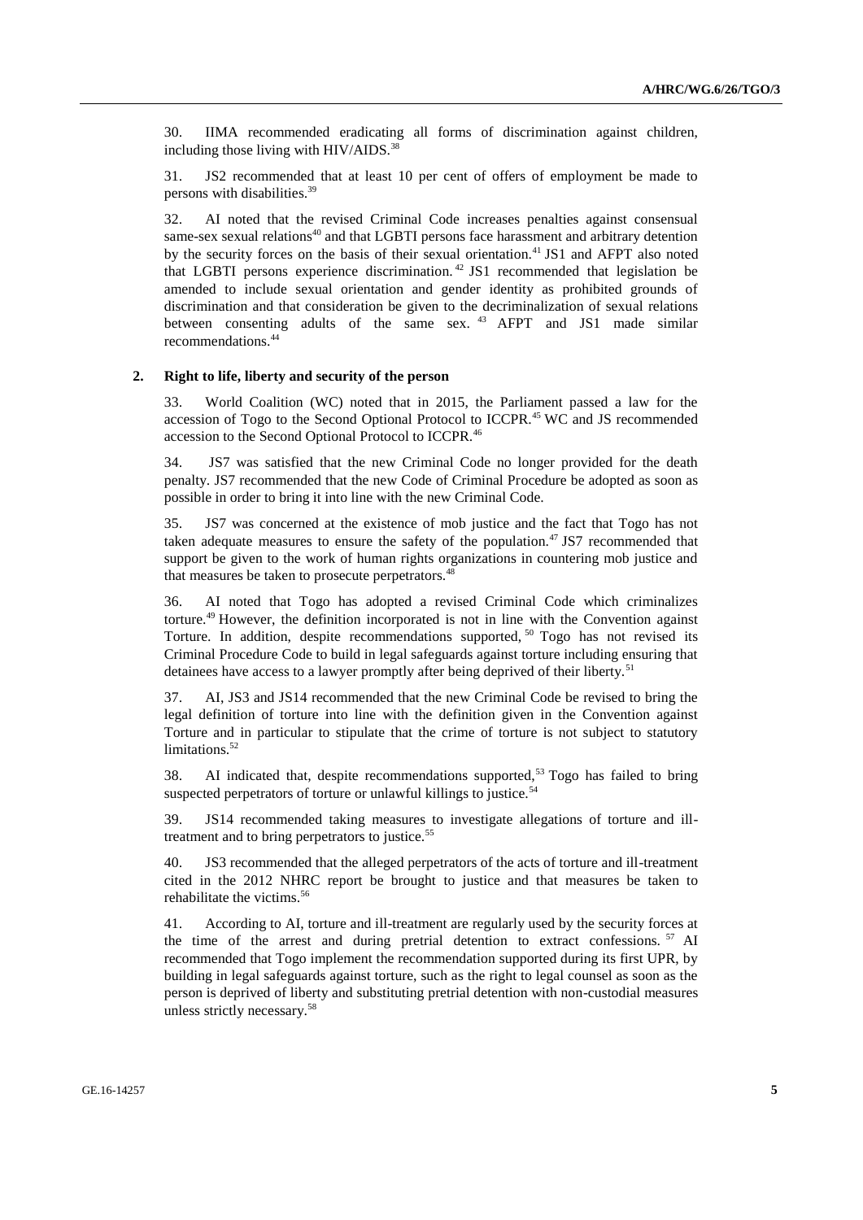30. IIMA recommended eradicating all forms of discrimination against children, including those living with HIV/AIDS.[38]

31. JS2 recommended that at least 10 per cent of offers of employment be made to persons with disabilities.[39]

32. AI noted that the revised Criminal Code increases penalties against consensual same-sex sexual relations[40] and that LGBTI persons face harassment and arbitrary detention by the security forces on the basis of their sexual orientation.[41] JS1 and AFPT also noted that LGBTI persons experience discrimination.[42] JS1 recommended that legislation be amended to include sexual orientation and gender identity as prohibited grounds of discrimination and that consideration be given to the decriminalization of sexual relations between consenting adults of the same sex.[43] AFPT and JS1 made similar recommendations.[44]

### 2. Right to life, liberty and security of the person

33. World Coalition (WC) noted that in 2015, the Parliament passed a law for the accession of Togo to the Second Optional Protocol to ICCPR.[45] WC and JS recommended accession to the Second Optional Protocol to ICCPR.[46]

34. JS7 was satisfied that the new Criminal Code no longer provided for the death penalty. JS7 recommended that the new Code of Criminal Procedure be adopted as soon as possible in order to bring it into line with the new Criminal Code.

35. JS7 was concerned at the existence of mob justice and the fact that Togo has not taken adequate measures to ensure the safety of the population.[47] JS7 recommended that support be given to the work of human rights organizations in countering mob justice and that measures be taken to prosecute perpetrators.[48]

36. AI noted that Togo has adopted a revised Criminal Code which criminalizes torture.[49] However, the definition incorporated is not in line with the Convention against Torture. In addition, despite recommendations supported,[50] Togo has not revised its Criminal Procedure Code to build in legal safeguards against torture including ensuring that detainees have access to a lawyer promptly after being deprived of their liberty.[51]

37. AI, JS3 and JS14 recommended that the new Criminal Code be revised to bring the legal definition of torture into line with the definition given in the Convention against Torture and in particular to stipulate that the crime of torture is not subject to statutory limitations.[52]

38. AI indicated that, despite recommendations supported,[53] Togo has failed to bring suspected perpetrators of torture or unlawful killings to justice.[54]

39. JS14 recommended taking measures to investigate allegations of torture and ill-treatment and to bring perpetrators to justice.[55]

40. JS3 recommended that the alleged perpetrators of the acts of torture and ill-treatment cited in the 2012 NHRC report be brought to justice and that measures be taken to rehabilitate the victims.[56]

41. According to AI, torture and ill-treatment are regularly used by the security forces at the time of the arrest and during pretrial detention to extract confessions.[57] AI recommended that Togo implement the recommendation supported during its first UPR, by building in legal safeguards against torture, such as the right to legal counsel as soon as the person is deprived of liberty and substituting pretrial detention with non-custodial measures unless strictly necessary.[58]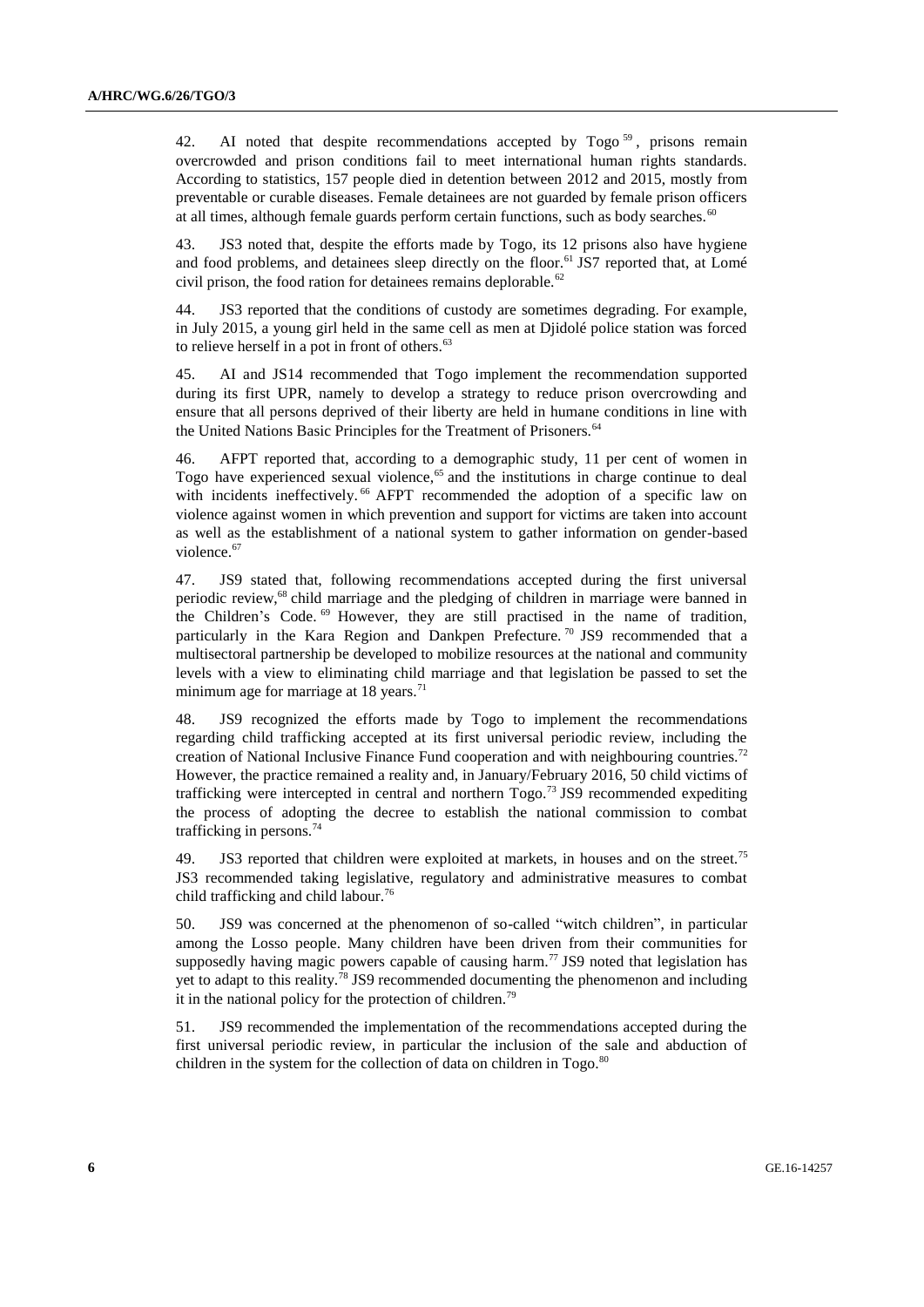42. AI noted that despite recommendations accepted by Togo[59], prisons remain overcrowded and prison conditions fail to meet international human rights standards. According to statistics, 157 people died in detention between 2012 and 2015, mostly from preventable or curable diseases. Female detainees are not guarded by female prison officers at all times, although female guards perform certain functions, such as body searches.[60]

43. JS3 noted that, despite the efforts made by Togo, its 12 prisons also have hygiene and food problems, and detainees sleep directly on the floor.[61] JS7 reported that, at Lomé civil prison, the food ration for detainees remains deplorable.[62]

44. JS3 reported that the conditions of custody are sometimes degrading. For example, in July 2015, a young girl held in the same cell as men at Djidolé police station was forced to relieve herself in a pot in front of others.[63]

45. AI and JS14 recommended that Togo implement the recommendation supported during its first UPR, namely to develop a strategy to reduce prison overcrowding and ensure that all persons deprived of their liberty are held in humane conditions in line with the United Nations Basic Principles for the Treatment of Prisoners.[64]

46. AFPT reported that, according to a demographic study, 11 per cent of women in Togo have experienced sexual violence,[65] and the institutions in charge continue to deal with incidents ineffectively.[66] AFPT recommended the adoption of a specific law on violence against women in which prevention and support for victims are taken into account as well as the establishment of a national system to gather information on gender-based violence.[67]

47. JS9 stated that, following recommendations accepted during the first universal periodic review,[68] child marriage and the pledging of children in marriage were banned in the Children's Code.[69] However, they are still practised in the name of tradition, particularly in the Kara Region and Dankpen Prefecture.[70] JS9 recommended that a multisectoral partnership be developed to mobilize resources at the national and community levels with a view to eliminating child marriage and that legislation be passed to set the minimum age for marriage at 18 years.[71]

48. JS9 recognized the efforts made by Togo to implement the recommendations regarding child trafficking accepted at its first universal periodic review, including the creation of National Inclusive Finance Fund cooperation and with neighbouring countries.[72] However, the practice remained a reality and, in January/February 2016, 50 child victims of trafficking were intercepted in central and northern Togo.[73] JS9 recommended expediting the process of adopting the decree to establish the national commission to combat trafficking in persons.[74]

49. JS3 reported that children were exploited at markets, in houses and on the street.[75] JS3 recommended taking legislative, regulatory and administrative measures to combat child trafficking and child labour.[76]

50. JS9 was concerned at the phenomenon of so-called "witch children", in particular among the Losso people. Many children have been driven from their communities for supposedly having magic powers capable of causing harm.[77] JS9 noted that legislation has yet to adapt to this reality.[78] JS9 recommended documenting the phenomenon and including it in the national policy for the protection of children.[79]

51. JS9 recommended the implementation of the recommendations accepted during the first universal periodic review, in particular the inclusion of the sale and abduction of children in the system for the collection of data on children in Togo.[80]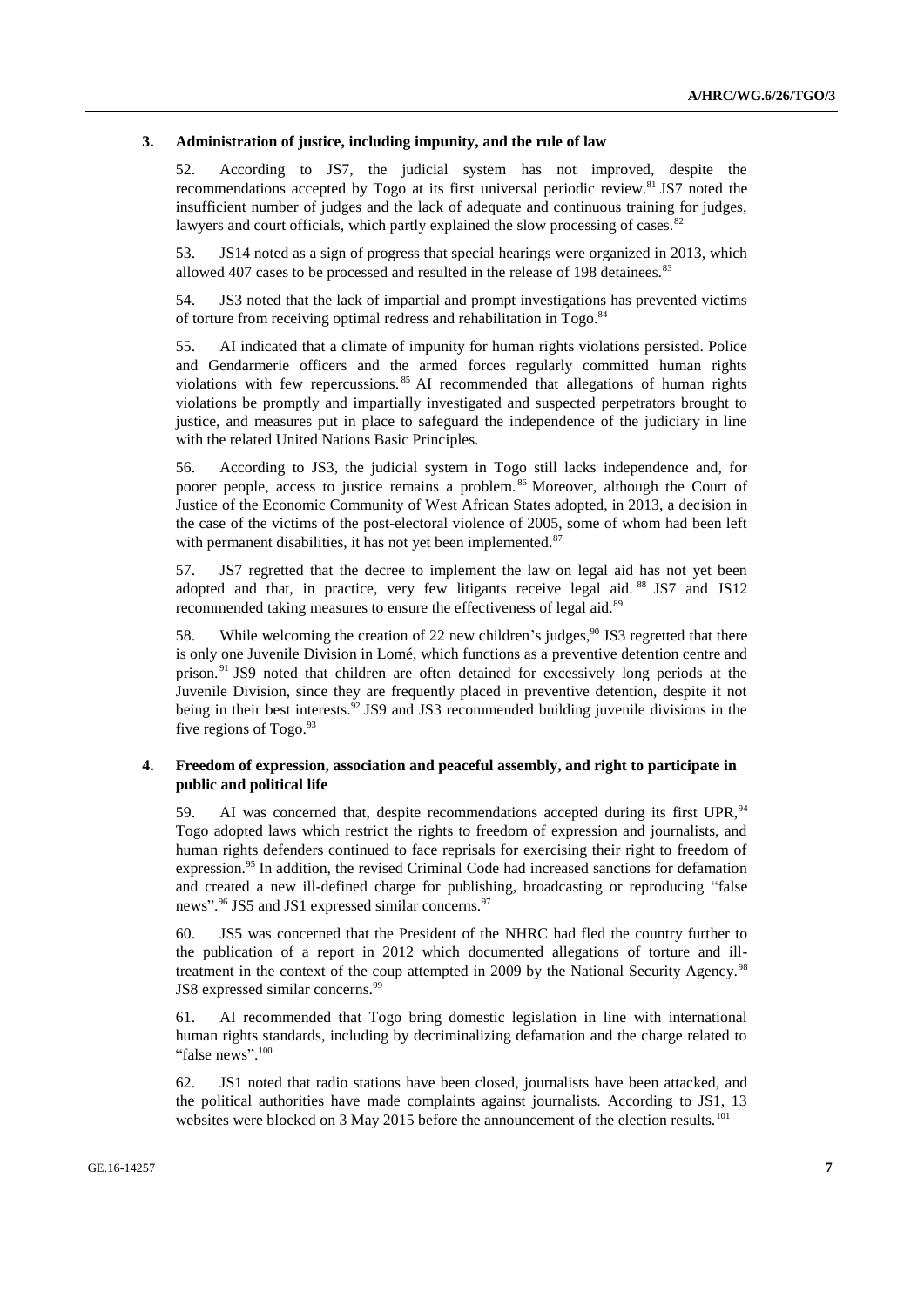### 3. Administration of justice, including impunity, and the rule of law

52. According to JS7, the judicial system has not improved, despite the recommendations accepted by Togo at its first universal periodic review.[81] JS7 noted the insufficient number of judges and the lack of adequate and continuous training for judges, lawyers and court officials, which partly explained the slow processing of cases.[82]

53. JS14 noted as a sign of progress that special hearings were organized in 2013, which allowed 407 cases to be processed and resulted in the release of 198 detainees.[83]

54. JS3 noted that the lack of impartial and prompt investigations has prevented victims of torture from receiving optimal redress and rehabilitation in Togo.[84]

55. AI indicated that a climate of impunity for human rights violations persisted. Police and Gendarmerie officers and the armed forces regularly committed human rights violations with few repercussions.[85] AI recommended that allegations of human rights violations be promptly and impartially investigated and suspected perpetrators brought to justice, and measures put in place to safeguard the independence of the judiciary in line with the related United Nations Basic Principles.

56. According to JS3, the judicial system in Togo still lacks independence and, for poorer people, access to justice remains a problem.[86] Moreover, although the Court of Justice of the Economic Community of West African States adopted, in 2013, a decision in the case of the victims of the post-electoral violence of 2005, some of whom had been left with permanent disabilities, it has not yet been implemented.[87]

57. JS7 regretted that the decree to implement the law on legal aid has not yet been adopted and that, in practice, very few litigants receive legal aid.[88] JS7 and JS12 recommended taking measures to ensure the effectiveness of legal aid.[89]

58. While welcoming the creation of 22 new children's judges,[90] JS3 regretted that there is only one Juvenile Division in Lomé, which functions as a preventive detention centre and prison.[91] JS9 noted that children are often detained for excessively long periods at the Juvenile Division, since they are frequently placed in preventive detention, despite it not being in their best interests.[92] JS9 and JS3 recommended building juvenile divisions in the five regions of Togo.[93]

### 4. Freedom of expression, association and peaceful assembly, and right to participate in public and political life

59. AI was concerned that, despite recommendations accepted during its first UPR,[94] Togo adopted laws which restrict the rights to freedom of expression and journalists, and human rights defenders continued to face reprisals for exercising their right to freedom of expression.[95] In addition, the revised Criminal Code had increased sanctions for defamation and created a new ill-defined charge for publishing, broadcasting or reproducing "false news".[96] JS5 and JS1 expressed similar concerns.[97]

60. JS5 was concerned that the President of the NHRC had fled the country further to the publication of a report in 2012 which documented allegations of torture and ill-treatment in the context of the coup attempted in 2009 by the National Security Agency.[98] JS8 expressed similar concerns.[99]

61. AI recommended that Togo bring domestic legislation in line with international human rights standards, including by decriminalizing defamation and the charge related to "false news".[100]

62. JS1 noted that radio stations have been closed, journalists have been attacked, and the political authorities have made complaints against journalists. According to JS1, 13 websites were blocked on 3 May 2015 before the announcement of the election results.[101]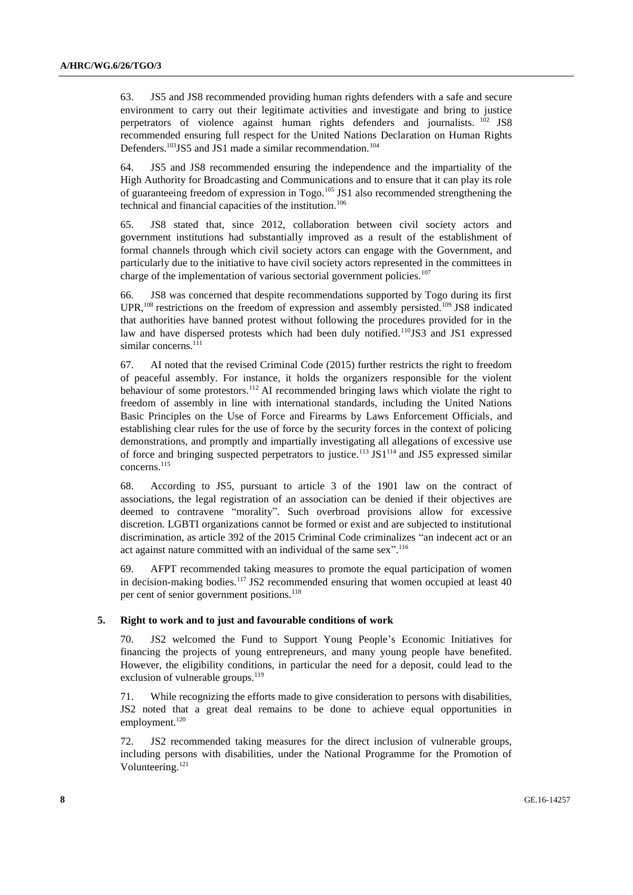63. JS5 and JS8 recommended providing human rights defenders with a safe and secure environment to carry out their legitimate activities and investigate and bring to justice perpetrators of violence against human rights defenders and journalists. [102] JS8 recommended ensuring full respect for the United Nations Declaration on Human Rights Defenders.[103]JS5 and JS1 made a similar recommendation.[104]

64. JS5 and JS8 recommended ensuring the independence and the impartiality of the High Authority for Broadcasting and Communications and to ensure that it can play its role of guaranteeing freedom of expression in Togo.[105] JS1 also recommended strengthening the technical and financial capacities of the institution.[106]

65. JS8 stated that, since 2012, collaboration between civil society actors and government institutions had substantially improved as a result of the establishment of formal channels through which civil society actors can engage with the Government, and particularly due to the initiative to have civil society actors represented in the committees in charge of the implementation of various sectorial government policies.[107]

66. JS8 was concerned that despite recommendations supported by Togo during its first UPR,[108] restrictions on the freedom of expression and assembly persisted.[109] JS8 indicated that authorities have banned protest without following the procedures provided for in the law and have dispersed protests which had been duly notified.[110]JS3 and JS1 expressed similar concerns.[111]

67. AI noted that the revised Criminal Code (2015) further restricts the right to freedom of peaceful assembly. For instance, it holds the organizers responsible for the violent behaviour of some protestors.[112] AI recommended bringing laws which violate the right to freedom of assembly in line with international standards, including the United Nations Basic Principles on the Use of Force and Firearms by Laws Enforcement Officials, and establishing clear rules for the use of force by the security forces in the context of policing demonstrations, and promptly and impartially investigating all allegations of excessive use of force and bringing suspected perpetrators to justice.[113] JS1[114] and JS5 expressed similar concerns.[115]

68. According to JS5, pursuant to article 3 of the 1901 law on the contract of associations, the legal registration of an association can be denied if their objectives are deemed to contravene "morality". Such overbroad provisions allow for excessive discretion. LGBTI organizations cannot be formed or exist and are subjected to institutional discrimination, as article 392 of the 2015 Criminal Code criminalizes "an indecent act or an act against nature committed with an individual of the same sex".[116]

69. AFPT recommended taking measures to promote the equal participation of women in decision-making bodies.[117] JS2 recommended ensuring that women occupied at least 40 per cent of senior government positions.[118]

### 5. Right to work and to just and favourable conditions of work

70. JS2 welcomed the Fund to Support Young People's Economic Initiatives for financing the projects of young entrepreneurs, and many young people have benefited. However, the eligibility conditions, in particular the need for a deposit, could lead to the exclusion of vulnerable groups.[119]

71. While recognizing the efforts made to give consideration to persons with disabilities, JS2 noted that a great deal remains to be done to achieve equal opportunities in employment.[120]

72. JS2 recommended taking measures for the direct inclusion of vulnerable groups, including persons with disabilities, under the National Programme for the Promotion of Volunteering.[121]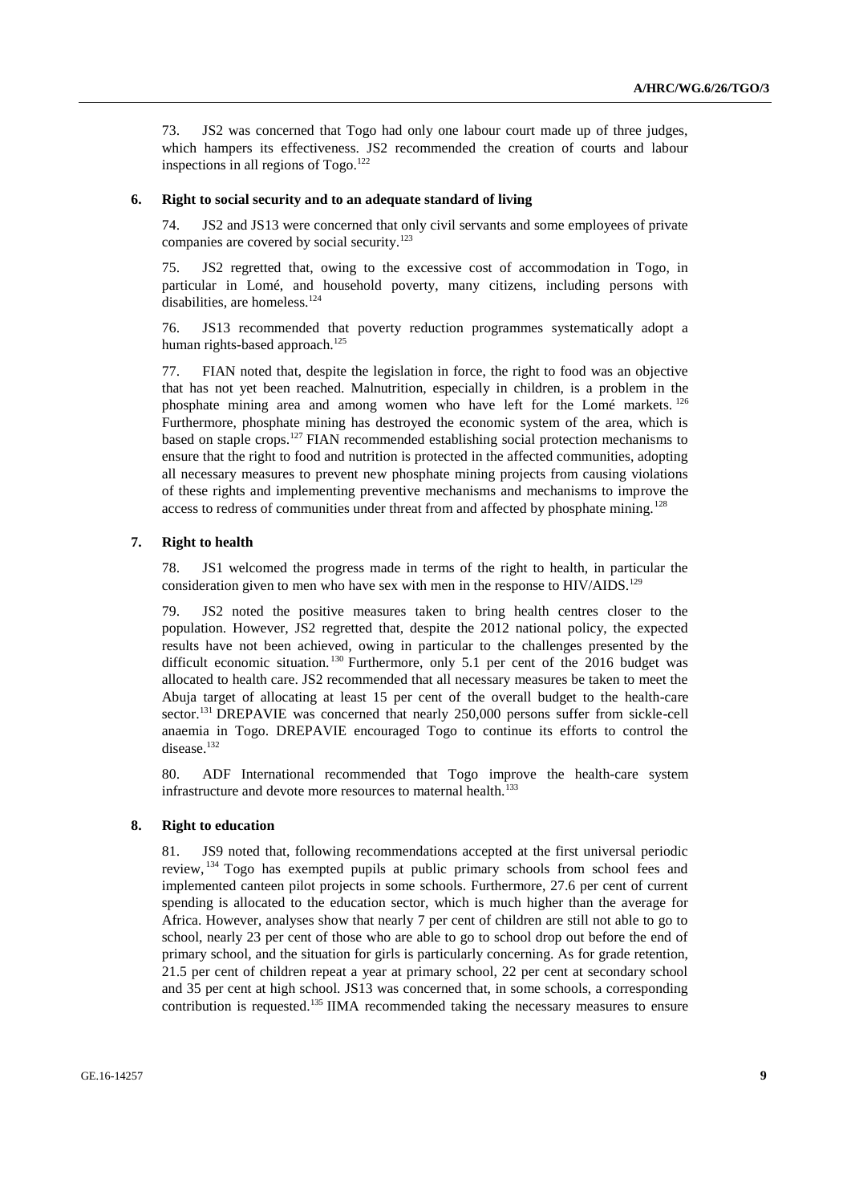73. JS2 was concerned that Togo had only one labour court made up of three judges, which hampers its effectiveness. JS2 recommended the creation of courts and labour inspections in all regions of Togo.[122]

### 6. Right to social security and to an adequate standard of living

74. JS2 and JS13 were concerned that only civil servants and some employees of private companies are covered by social security.[123]

75. JS2 regretted that, owing to the excessive cost of accommodation in Togo, in particular in Lomé, and household poverty, many citizens, including persons with disabilities, are homeless.[124]

76. JS13 recommended that poverty reduction programmes systematically adopt a human rights-based approach.[125]

77. FIAN noted that, despite the legislation in force, the right to food was an objective that has not yet been reached. Malnutrition, especially in children, is a problem in the phosphate mining area and among women who have left for the Lomé markets.[126] Furthermore, phosphate mining has destroyed the economic system of the area, which is based on staple crops.[127] FIAN recommended establishing social protection mechanisms to ensure that the right to food and nutrition is protected in the affected communities, adopting all necessary measures to prevent new phosphate mining projects from causing violations of these rights and implementing preventive mechanisms and mechanisms to improve the access to redress of communities under threat from and affected by phosphate mining.[128]

### 7. Right to health

78. JS1 welcomed the progress made in terms of the right to health, in particular the consideration given to men who have sex with men in the response to HIV/AIDS.[129]

79. JS2 noted the positive measures taken to bring health centres closer to the population. However, JS2 regretted that, despite the 2012 national policy, the expected results have not been achieved, owing in particular to the challenges presented by the difficult economic situation.[130] Furthermore, only 5.1 per cent of the 2016 budget was allocated to health care. JS2 recommended that all necessary measures be taken to meet the Abuja target of allocating at least 15 per cent of the overall budget to the health-care sector.[131] DREPAVIE was concerned that nearly 250,000 persons suffer from sickle-cell anaemia in Togo. DREPAVIE encouraged Togo to continue its efforts to control the disease.[132]

80. ADF International recommended that Togo improve the health-care system infrastructure and devote more resources to maternal health.[133]

### 8. Right to education

81. JS9 noted that, following recommendations accepted at the first universal periodic review,[134] Togo has exempted pupils at public primary schools from school fees and implemented canteen pilot projects in some schools. Furthermore, 27.6 per cent of current spending is allocated to the education sector, which is much higher than the average for Africa. However, analyses show that nearly 7 per cent of children are still not able to go to school, nearly 23 per cent of those who are able to go to school drop out before the end of primary school, and the situation for girls is particularly concerning. As for grade retention, 21.5 per cent of children repeat a year at primary school, 22 per cent at secondary school and 35 per cent at high school. JS13 was concerned that, in some schools, a corresponding contribution is requested.[135] IIMA recommended taking the necessary measures to ensure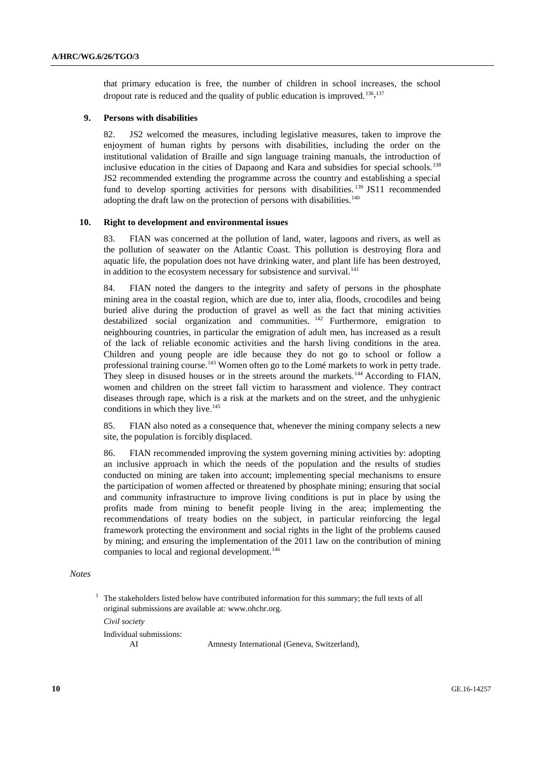that primary education is free, the number of children in school increases, the school dropout rate is reduced and the quality of public education is improved.[136],[137]

### 9. Persons with disabilities

82. JS2 welcomed the measures, including legislative measures, taken to improve the enjoyment of human rights by persons with disabilities, including the order on the institutional validation of Braille and sign language training manuals, the introduction of inclusive education in the cities of Dapaong and Kara and subsidies for special schools.[138] JS2 recommended extending the programme across the country and establishing a special fund to develop sporting activities for persons with disabilities.[139] JS11 recommended adopting the draft law on the protection of persons with disabilities.[140]

### 10. Right to development and environmental issues

83. FIAN was concerned at the pollution of land, water, lagoons and rivers, as well as the pollution of seawater on the Atlantic Coast. This pollution is destroying flora and aquatic life, the population does not have drinking water, and plant life has been destroyed, in addition to the ecosystem necessary for subsistence and survival.[141]

84. FIAN noted the dangers to the integrity and safety of persons in the phosphate mining area in the coastal region, which are due to, inter alia, floods, crocodiles and being buried alive during the production of gravel as well as the fact that mining activities destabilized social organization and communities.[142] Furthermore, emigration to neighbouring countries, in particular the emigration of adult men, has increased as a result of the lack of reliable economic activities and the harsh living conditions in the area. Children and young people are idle because they do not go to school or follow a professional training course.[143] Women often go to the Lomé markets to work in petty trade. They sleep in disused houses or in the streets around the markets.[144] According to FIAN, women and children on the street fall victim to harassment and violence. They contract diseases through rape, which is a risk at the markets and on the street, and the unhygienic conditions in which they live.[145]

85. FIAN also noted as a consequence that, whenever the mining company selects a new site, the population is forcibly displaced.

86. FIAN recommended improving the system governing mining activities by: adopting an inclusive approach in which the needs of the population and the results of studies conducted on mining are taken into account; implementing special mechanisms to ensure the participation of women affected or threatened by phosphate mining; ensuring that social and community infrastructure to improve living conditions is put in place by using the profits made from mining to benefit people living in the area; implementing the recommendations of treaty bodies on the subject, in particular reinforcing the legal framework protecting the environment and social rights in the light of the problems caused by mining; and ensuring the implementation of the 2011 law on the contribution of mining companies to local and regional development.[146]

*Notes*

[1] The stakeholders listed below have contributed information for this summary; the full texts of all original submissions are available at: www.ohchr.org.

*Civil society*

Individual submissions:

AI Amnesty International (Geneva, Switzerland),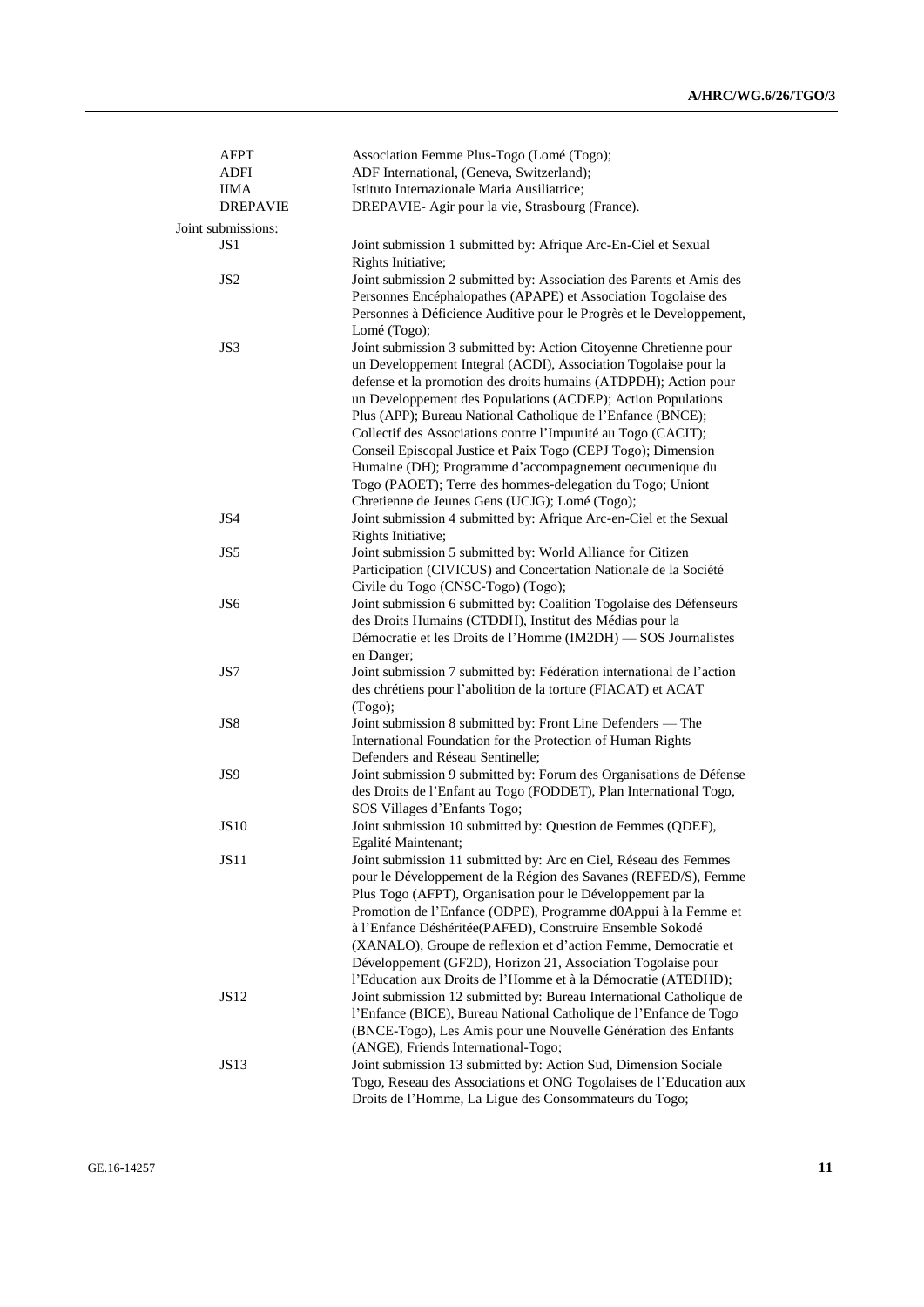| | |
|---|---|
| AFPT | Association Femme Plus-Togo (Lomé (Togo); |
| ADFI | ADF International, (Geneva, Switzerland); |
| IIMA | Istituto Internazionale Maria Ausiliatrice; |
| DREPAVIE | DREPAVIE- Agir pour la vie, Strasbourg (France). |

Joint submissions:

| | |
|---|---|
| JS1 | Joint submission 1 submitted by: Afrique Arc-En-Ciel et Sexual Rights Initiative; |
| JS2 | Joint submission 2 submitted by: Association des Parents et Amis des Personnes Encéphalopathes (APAPE) et Association Togolaise des Personnes à Déficience Auditive pour le Progrès et le Developpement, Lomé (Togo); |
| JS3 | Joint submission 3 submitted by: Action Citoyenne Chretienne pour un Developpement Integral (ACDI), Association Togolaise pour la defense et la promotion des droits humains (ATDPDH); Action pour un Developpement des Populations (ACDEP); Action Populations Plus (APP); Bureau National Catholique de l'Enfance (BNCE); Collectif des Associations contre l'Impunité au Togo (CACIT); Conseil Episcopal Justice et Paix Togo (CEPJ Togo); Dimension Humaine (DH); Programme d'accompagnement oecumenique du Togo (PAOET); Terre des hommes-delegation du Togo; Uniont Chretienne de Jeunes Gens (UCJG); Lomé (Togo); |
| JS4 | Joint submission 4 submitted by: Afrique Arc-en-Ciel et the Sexual Rights Initiative; |
| JS5 | Joint submission 5 submitted by: World Alliance for Citizen Participation (CIVICUS) and Concertation Nationale de la Société Civile du Togo (CNSC-Togo) (Togo); |
| JS6 | Joint submission 6 submitted by: Coalition Togolaise des Défenseurs des Droits Humains (CTDDH), Institut des Médias pour la Démocratie et les Droits de l'Homme (IM2DH) — SOS Journalistes en Danger; |
| JS7 | Joint submission 7 submitted by: Fédération international de l'action des chrétiens pour l'abolition de la torture (FIACAT) et ACAT (Togo); |
| JS8 | Joint submission 8 submitted by: Front Line Defenders — The International Foundation for the Protection of Human Rights Defenders and Réseau Sentinelle; |
| JS9 | Joint submission 9 submitted by: Forum des Organisations de Défense des Droits de l'Enfant au Togo (FODDET), Plan International Togo, SOS Villages d'Enfants Togo; |
| JS10 | Joint submission 10 submitted by: Question de Femmes (QDEF), Egalité Maintenant; |
| JS11 | Joint submission 11 submitted by: Arc en Ciel, Réseau des Femmes pour le Développement de la Région des Savanes (REFED/S), Femme Plus Togo (AFPT), Organisation pour le Développement par la Promotion de l'Enfance (ODPE), Programme d0Appui à la Femme et à l'Enfance Déshéritée(PAFED), Construire Ensemble Sokodé (XANALO), Groupe de reflexion et d'action Femme, Democratie et Développement (GF2D), Horizon 21, Association Togolaise pour l'Education aux Droits de l'Homme et à la Démocratie (ATEDHD); |
| JS12 | Joint submission 12 submitted by: Bureau International Catholique de l'Enfance (BICE), Bureau National Catholique de l'Enfance de Togo (BNCE-Togo), Les Amis pour une Nouvelle Génération des Enfants (ANGE), Friends International-Togo; |
| JS13 | Joint submission 13 submitted by: Action Sud, Dimension Sociale Togo, Reseau des Associations et ONG Togolaises de l'Education aux Droits de l'Homme, La Ligue des Consommateurs du Togo; |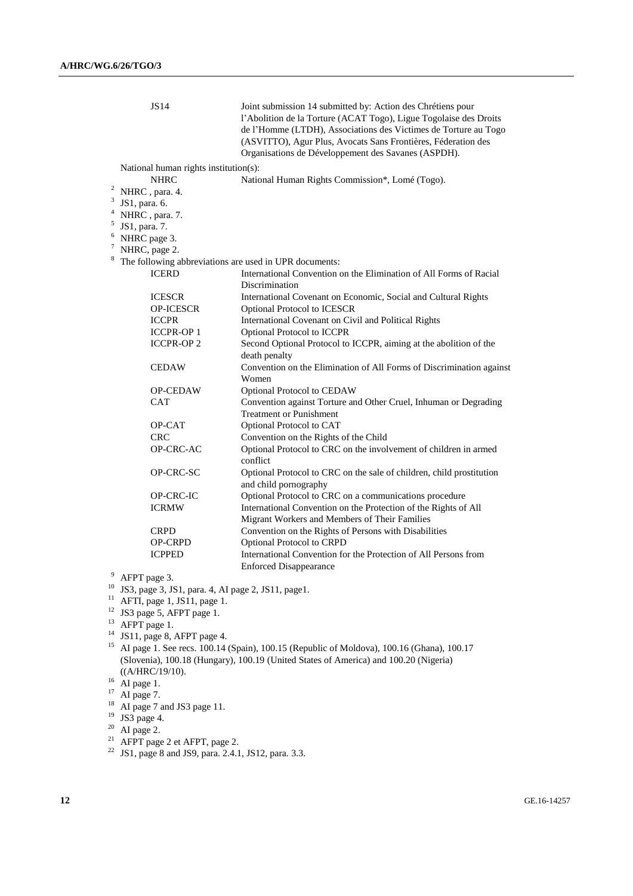| | |
|---|---|
| JS14 | Joint submission 14 submitted by: Action des Chrétiens pour l'Abolition de la Torture (ACAT Togo), Ligue Togolaise des Droits de l'Homme (LTDH), Associations des Victimes de Torture au Togo (ASVITTO), Agur Plus, Avocats Sans Frontières, Féderation des Organisations de Développement des Savanes (ASPDH). |

National human rights institution(s):

| | |
|---|---|
| NHRC | National Human Rights Commission*, Lomé (Togo). |

[2] NHRC , para. 4.

[3] JS1, para. 6.

[4] NHRC , para. 7.

[5] JS1, para. 7.

[6] NHRC page 3.

[7] NHRC, page 2.

[8] The following abbreviations are used in UPR documents:

| | |
|---|---|
| ICERD | International Convention on the Elimination of All Forms of Racial Discrimination |
| ICESCR | International Covenant on Economic, Social and Cultural Rights |
| OP-ICESCR | Optional Protocol to ICESCR |
| ICCPR | International Covenant on Civil and Political Rights |
| ICCPR-OP 1 | Optional Protocol to ICCPR |
| ICCPR-OP 2 | Second Optional Protocol to ICCPR, aiming at the abolition of the death penalty |
| CEDAW | Convention on the Elimination of All Forms of Discrimination against Women |
| OP-CEDAW | Optional Protocol to CEDAW |
| CAT | Convention against Torture and Other Cruel, Inhuman or Degrading Treatment or Punishment |
| OP-CAT | Optional Protocol to CAT |
| CRC | Convention on the Rights of the Child |
| OP-CRC-AC | Optional Protocol to CRC on the involvement of children in armed conflict |
| OP-CRC-SC | Optional Protocol to CRC on the sale of children, child prostitution and child pornography |
| OP-CRC-IC | Optional Protocol to CRC on a communications procedure |
| ICRMW | International Convention on the Protection of the Rights of All Migrant Workers and Members of Their Families |
| CRPD | Convention on the Rights of Persons with Disabilities |
| OP-CRPD | Optional Protocol to CRPD |
| ICPPED | International Convention for the Protection of All Persons from Enforced Disappearance |

[9] AFPT page 3.

[10] JS3, page 3, JS1, para. 4, AI page 2, JS11, page1.

[11] AFTI, page 1, JS11, page 1.

[12] JS3 page 5, AFPT page 1.

[13] AFPT page 1.

[14] JS11, page 8, AFPT page 4.

[15] AI page 1. See recs. 100.14 (Spain), 100.15 (Republic of Moldova), 100.16 (Ghana), 100.17 (Slovenia), 100.18 (Hungary), 100.19 (United States of America) and 100.20 (Nigeria) ((A/HRC/19/10).

[16] AI page 1.

[17] AI page 7.

[18] AI page 7 and JS3 page 11.

[19] JS3 page 4.

[20] AI page 2.

[21] AFPT page 2 et AFPT, page 2.

[22] JS1, page 8 and JS9, para. 2.4.1, JS12, para. 3.3.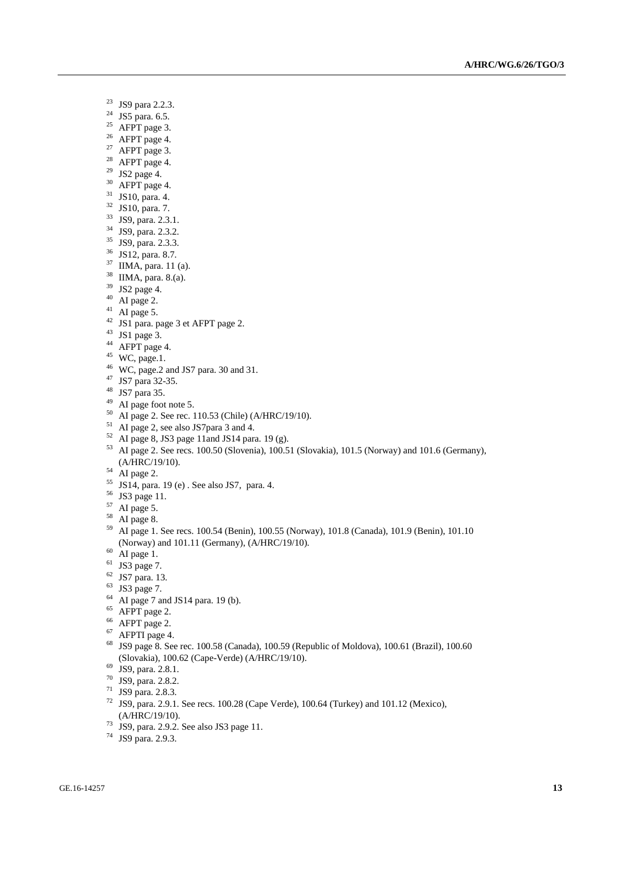[23] JS9 para 2.2.3.
[24] JS5 para. 6.5.
[25] AFPT page 3.
[26] AFPT page 4.
[27] AFPT page 3.
[28] AFPT page 4.
[29] JS2 page 4.
[30] AFPT page 4.
[31] JS10, para. 4.
[32] JS10, para. 7.
[33] JS9, para. 2.3.1.
[34] JS9, para. 2.3.2.
[35] JS9, para. 2.3.3.
[36] JS12, para. 8.7.
[37] IIMA, para. 11 (a).
[38] IIMA, para. 8.(a).
[39] JS2 page 4.
[40] AI page 2.
[41] AI page 5.
[42] JS1 para. page 3 et AFPT page 2.
[43] JS1 page 3.
[44] AFPT page 4.
[45] WC, page.1.
[46] WC, page.2 and JS7 para. 30 and 31.
[47] JS7 para 32-35.
[48] JS7 para 35.
[49] AI page foot note 5.
[50] AI page 2. See rec. 110.53 (Chile) (A/HRC/19/10).
[51] AI page 2, see also JS7para 3 and 4.
[52] AI page 8, JS3 page 11and JS14 para. 19 (g).
[53] AI page 2. See recs. 100.50 (Slovenia), 100.51 (Slovakia), 101.5 (Norway) and 101.6 (Germany), (A/HRC/19/10).
[54] AI page 2.
[55] JS14, para. 19 (e) . See also JS7, para. 4.
[56] JS3 page 11.
[57] AI page 5.
[58] AI page 8.
[59] AI page 1. See recs. 100.54 (Benin), 100.55 (Norway), 101.8 (Canada), 101.9 (Benin), 101.10 (Norway) and 101.11 (Germany), (A/HRC/19/10).
[60] AI page 1.
[61] JS3 page 7.
[62] JS7 para. 13.
[63] JS3 page 7.
[64] AI page 7 and JS14 para. 19 (b).
[65] AFPT page 2.
[66] AFPT page 2.
[67] AFPTI page 4.
[68] JS9 page 8. See rec. 100.58 (Canada), 100.59 (Republic of Moldova), 100.61 (Brazil), 100.60 (Slovakia), 100.62 (Cape-Verde) (A/HRC/19/10).
[69] JS9, para. 2.8.1.
[70] JS9, para. 2.8.2.
[71] JS9 para. 2.8.3.
[72] JS9, para. 2.9.1. See recs. 100.28 (Cape Verde), 100.64 (Turkey) and 101.12 (Mexico), (A/HRC/19/10).
[73] JS9, para. 2.9.2. See also JS3 page 11.
[74] JS9 para. 2.9.3.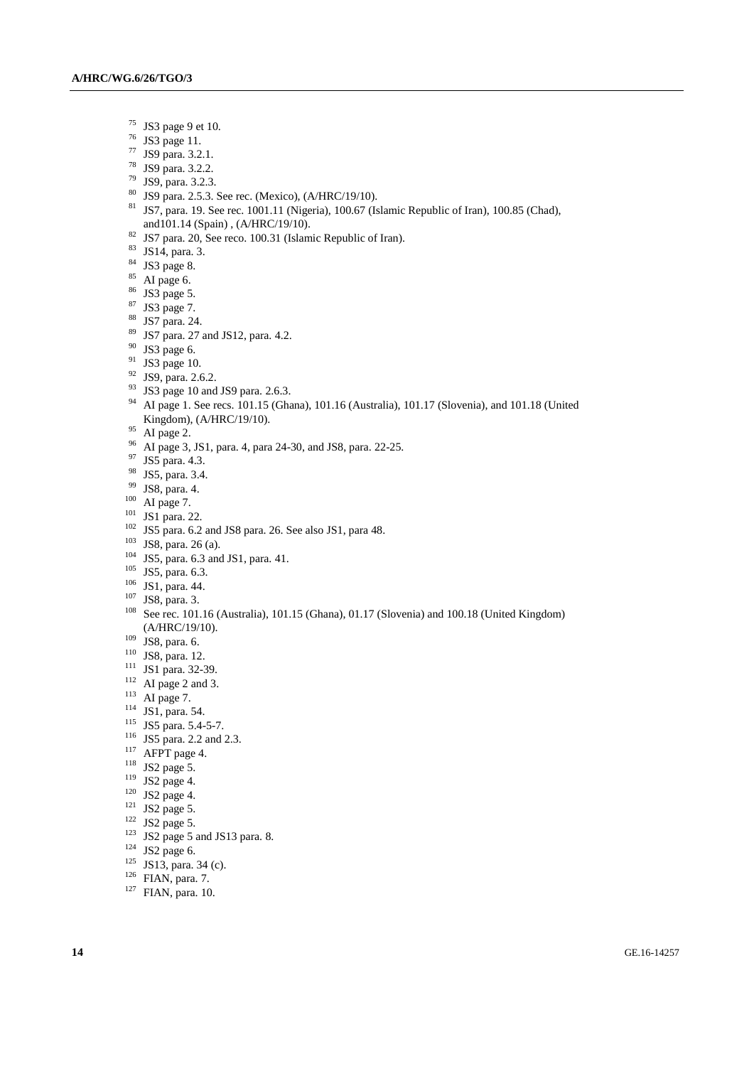[75] JS3 page 9 et 10.
[76] JS3 page 11.
[77] JS9 para. 3.2.1.
[78] JS9 para. 3.2.2.
[79] JS9, para. 3.2.3.
[80] JS9 para. 2.5.3. See rec. (Mexico), (A/HRC/19/10).
[81] JS7, para. 19. See rec. 1001.11 (Nigeria), 100.67 (Islamic Republic of Iran), 100.85 (Chad), and101.14 (Spain) , (A/HRC/19/10).
[82] JS7 para. 20, See reco. 100.31 (Islamic Republic of Iran).
[83] JS14, para. 3.
[84] JS3 page 8.
[85] AI page 6.
[86] JS3 page 5.
[87] JS3 page 7.
[88] JS7 para. 24.
[89] JS7 para. 27 and JS12, para. 4.2.
[90] JS3 page 6.
[91] JS3 page 10.
[92] JS9, para. 2.6.2.
[93] JS3 page 10 and JS9 para. 2.6.3.
[94] AI page 1. See recs. 101.15 (Ghana), 101.16 (Australia), 101.17 (Slovenia), and 101.18 (United Kingdom), (A/HRC/19/10).
[95] AI page 2.
[96] AI page 3, JS1, para. 4, para 24-30, and JS8, para. 22-25.
[97] JS5 para. 4.3.
[98] JS5, para. 3.4.
[99] JS8, para. 4.
[100] AI page 7.
[101] JS1 para. 22.
[102] JS5 para. 6.2 and JS8 para. 26. See also JS1, para 48.
[103] JS8, para. 26 (a).
[104] JS5, para. 6.3 and JS1, para. 41.
[105] JS5, para. 6.3.
[106] JS1, para. 44.
[107] JS8, para. 3.
[108] See rec. 101.16 (Australia), 101.15 (Ghana), 01.17 (Slovenia) and 100.18 (United Kingdom) (A/HRC/19/10).
[109] JS8, para. 6.
[110] JS8, para. 12.
[111] JS1 para. 32-39.
[112] AI page 2 and 3.
[113] AI page 7.
[114] JS1, para. 54.
[115] JS5 para. 5.4-5-7.
[116] JS5 para. 2.2 and 2.3.
[117] AFPT page 4.
[118] JS2 page 5.
[119] JS2 page 4.
[120] JS2 page 4.
[121] JS2 page 5.
[122] JS2 page 5.
[123] JS2 page 5 and JS13 para. 8.
[124] JS2 page 6.
[125] JS13, para. 34 (c).
[126] FIAN, para. 7.
[127] FIAN, para. 10.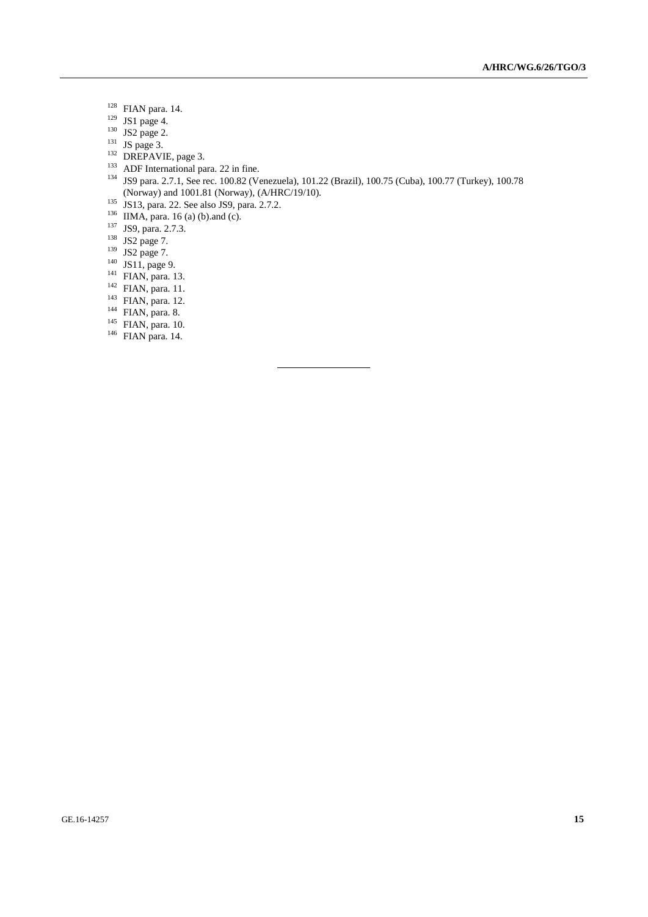[128] FIAN para. 14.
[129] JS1 page 4.
[130] JS2 page 2.
[131] JS page 3.
[132] DREPAVIE, page 3.
[133] ADF International para. 22 in fine.
[134] JS9 para. 2.7.1, See rec. 100.82 (Venezuela), 101.22 (Brazil), 100.75 (Cuba), 100.77 (Turkey), 100.78 (Norway) and 1001.81 (Norway), (A/HRC/19/10).
[135] JS13, para. 22. See also JS9, para. 2.7.2.
[136] IIMA, para. 16 (a) (b).and (c).
[137] JS9, para. 2.7.3.
[138] JS2 page 7.
[139] JS2 page 7.
[140] JS11, page 9.
[141] FIAN, para. 13.
[142] FIAN, para. 11.
[143] FIAN, para. 12.
[144] FIAN, para. 8.
[145] FIAN, para. 10.
[146] FIAN para. 14.